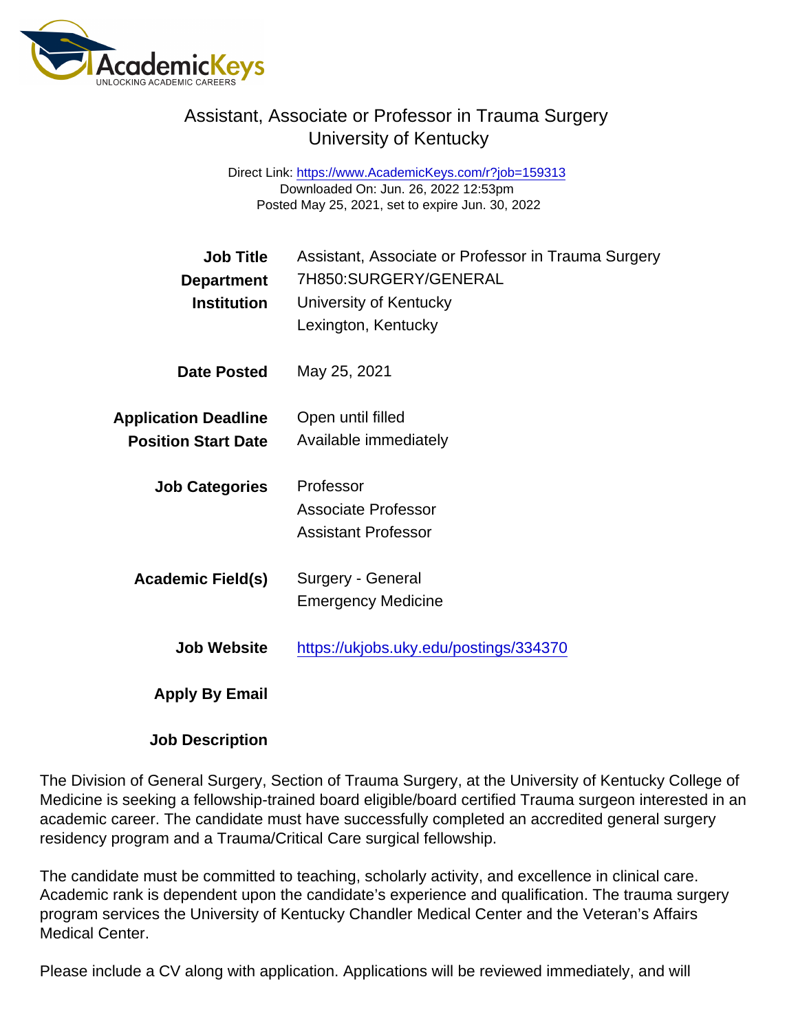# Assistant, Associate or Professor in Trauma Surgery
## University of Kentucky

Direct Link: https://www.AcademicKeys.com/r?job=159313
Downloaded On: Jun. 26, 2022 12:53pm
Posted May 25, 2021, set to expire Jun. 30, 2022

**Job Title** Assistant, Associate or Professor in Trauma Surgery

**Department** 7H850:SURGERY/GENERAL

**Institution** University of Kentucky
Lexington, Kentucky

**Date Posted** May 25, 2021

**Application Deadline** Open until filled

**Position Start Date** Available immediately

**Job Categories** Professor
Associate Professor
Assistant Professor

**Academic Field(s)** Surgery - General
Emergency Medicine

**Job Website** https://ukjobs.uky.edu/postings/334370

**Apply By Email**

**Job Description**

The Division of General Surgery, Section of Trauma Surgery, at the University of Kentucky College of Medicine is seeking a fellowship-trained board eligible/board certified Trauma surgeon interested in an academic career. The candidate must have successfully completed an accredited general surgery residency program and a Trauma/Critical Care surgical fellowship.

The candidate must be committed to teaching, scholarly activity, and excellence in clinical care. Academic rank is dependent upon the candidate's experience and qualification. The trauma surgery program services the University of Kentucky Chandler Medical Center and the Veteran's Affairs Medical Center.

Please include a CV along with application. Applications will be reviewed immediately, and will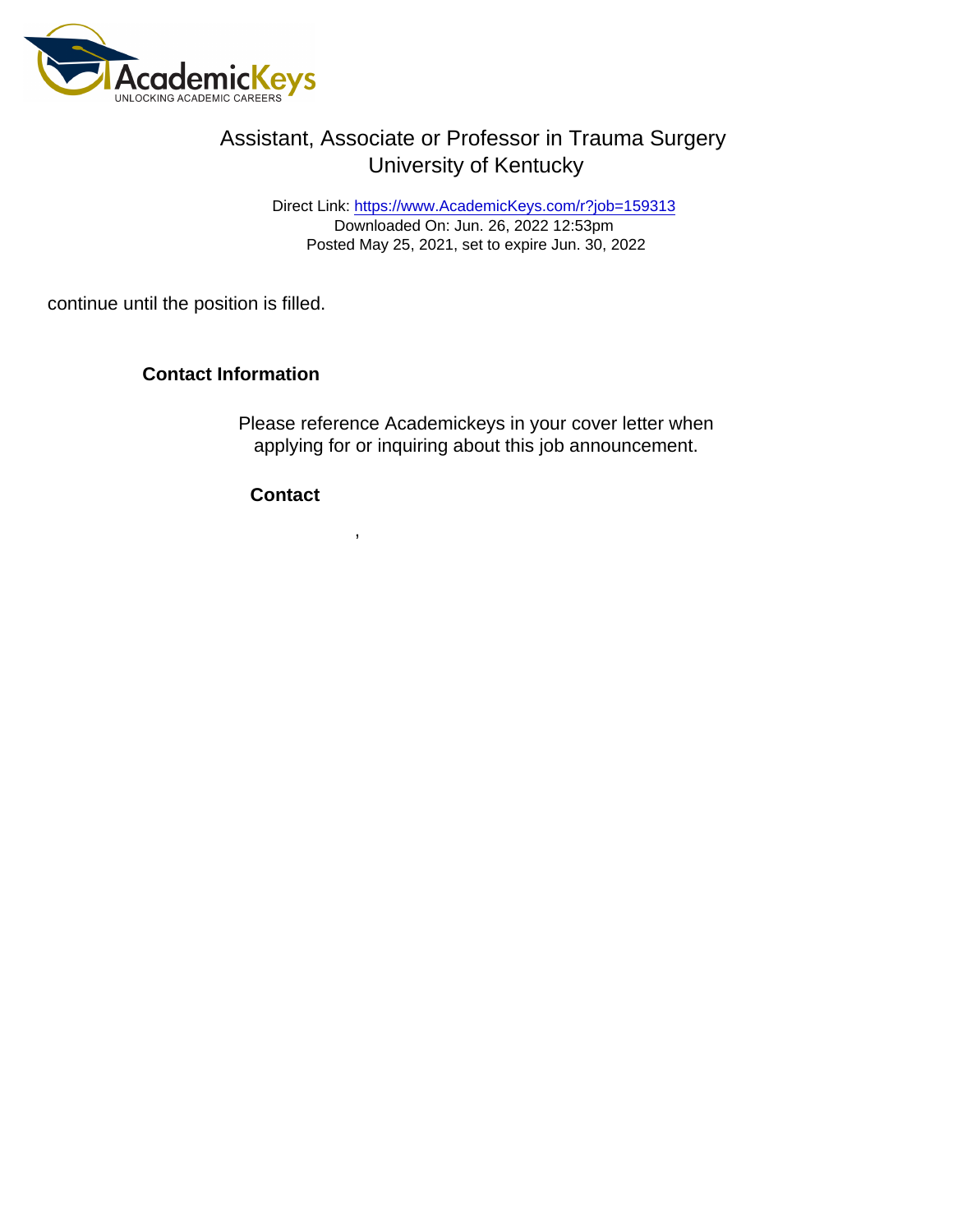# Assistant, Associate or Professor in Trauma Surgery
## University of Kentucky

Direct Link: https://www.AcademicKeys.com/r?job=159313
Downloaded On: Jun. 26, 2022 12:53pm
Posted May 25, 2021, set to expire Jun. 30, 2022

continue until the position is filled.

### Contact Information

Please reference Academickeys in your cover letter when applying for or inquiring about this job announcement.

#### Contact

,